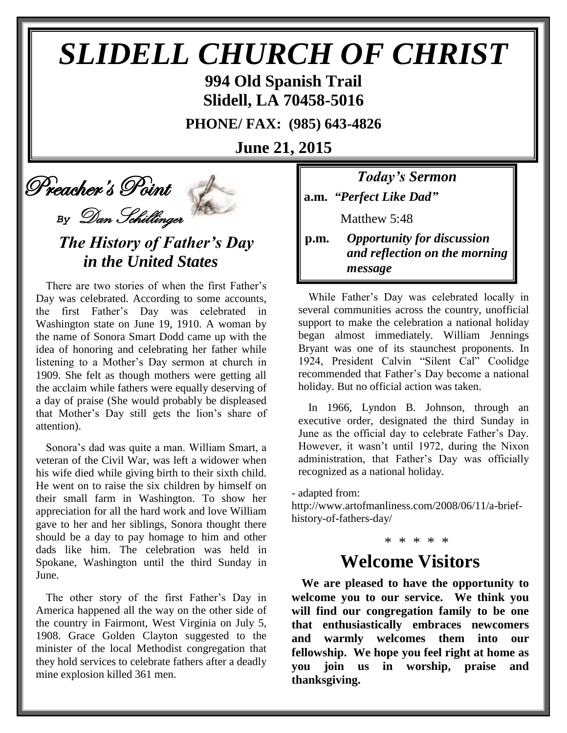# SLIDELL CHURCH OF CHRIST

**994 Old Spanish Trail**
**Slidell, LA 70458-5016**

**PHONE/ FAX: (985) 643-4826**

**June 21, 2015**

## Preacher's Point

*By Dan Schillinger*

### *The History of Father's Day in the United States*

There are two stories of when the first Father's Day was celebrated. According to some accounts, the first Father's Day was celebrated in Washington state on June 19, 1910. A woman by the name of Sonora Smart Dodd came up with the idea of honoring and celebrating her father while listening to a Mother's Day sermon at church in 1909. She felt as though mothers were getting all the acclaim while fathers were equally deserving of a day of praise (She would probably be displeased that Mother's Day still gets the lion's share of attention).

Sonora's dad was quite a man. William Smart, a veteran of the Civil War, was left a widower when his wife died while giving birth to their sixth child. He went on to raise the six children by himself on their small farm in Washington. To show her appreciation for all the hard work and love William gave to her and her siblings, Sonora thought there should be a day to pay homage to him and other dads like him. The celebration was held in Spokane, Washington until the third Sunday in June.

The other story of the first Father's Day in America happened all the way on the other side of the country in Fairmont, West Virginia on July 5, 1908. Grace Golden Clayton suggested to the minister of the local Methodist congregation that they hold services to celebrate fathers after a deadly mine explosion killed 361 men.

While Father's Day was celebrated locally in several communities across the country, unofficial support to make the celebration a national holiday began almost immediately. William Jennings Bryant was one of its staunchest proponents. In 1924, President Calvin "Silent Cal" Coolidge recommended that Father's Day become a national holiday. But no official action was taken.

In 1966, Lyndon B. Johnson, through an executive order, designated the third Sunday in June as the official day to celebrate Father's Day. However, it wasn't until 1972, during the Nixon administration, that Father's Day was officially recognized as a national holiday.

- adapted from:
http://www.artofmanliness.com/2008/06/11/a-brief-history-of-fathers-day/

### *Today's Sermon*

**a.m.** ***"Perfect Like Dad"***

Matthew 5:48

**p.m.** ***Opportunity for discussion and reflection on the morning message***

\* \* \* \* \*

## Welcome Visitors

**We are pleased to have the opportunity to welcome you to our service. We think you will find our congregation family to be one that enthusiastically embraces newcomers and warmly welcomes them into our fellowship. We hope you feel right at home as you join us in worship, praise and thanksgiving.**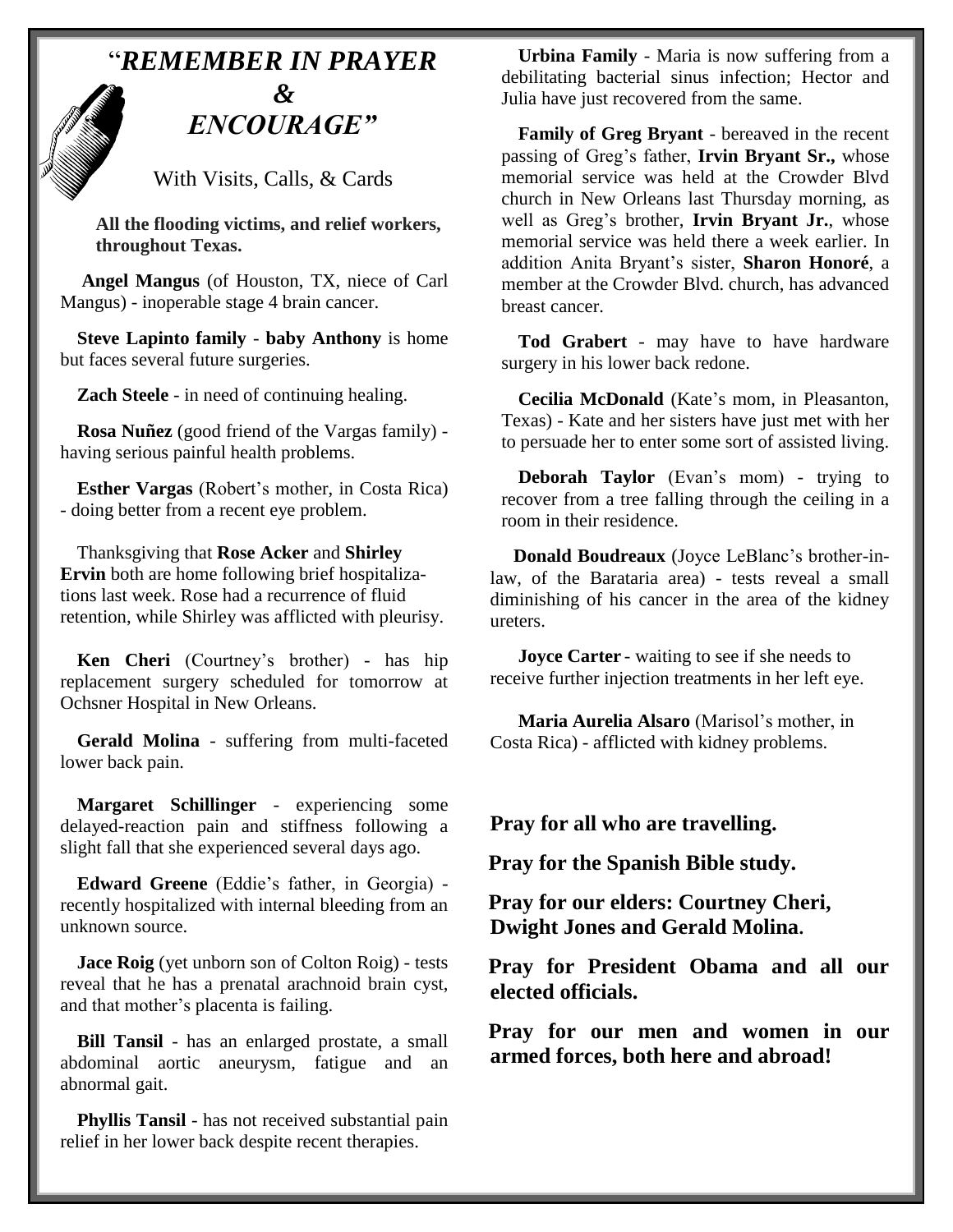# "*REMEMBER IN PRAYER & ENCOURAGE"*

With Visits, Calls, & Cards

**All the flooding victims, and relief workers, throughout Texas.**

**Angel Mangus** (of Houston, TX, niece of Carl Mangus) - inoperable stage 4 brain cancer.

**Steve Lapinto family** - **baby Anthony** is home but faces several future surgeries.

**Zach Steele** - in need of continuing healing.

**Rosa Nuñez** (good friend of the Vargas family) - having serious painful health problems.

**Esther Vargas** (Robert's mother, in Costa Rica) - doing better from a recent eye problem.

Thanksgiving that **Rose Acker** and **Shirley Ervin** both are home following brief hospitalizations last week. Rose had a recurrence of fluid retention, while Shirley was afflicted with pleurisy.

**Ken Cheri** (Courtney's brother) - has hip replacement surgery scheduled for tomorrow at Ochsner Hospital in New Orleans.

**Gerald Molina** - suffering from multi-faceted lower back pain.

**Margaret Schillinger** - experiencing some delayed-reaction pain and stiffness following a slight fall that she experienced several days ago.

**Edward Greene** (Eddie's father, in Georgia) - recently hospitalized with internal bleeding from an unknown source.

**Jace Roig** (yet unborn son of Colton Roig) - tests reveal that he has a prenatal arachnoid brain cyst, and that mother's placenta is failing.

**Bill Tansil** - has an enlarged prostate, a small abdominal aortic aneurysm, fatigue and an abnormal gait.

**Phyllis Tansil** - has not received substantial pain relief in her lower back despite recent therapies.

**Urbina Family** - Maria is now suffering from a debilitating bacterial sinus infection; Hector and Julia have just recovered from the same.

**Family of Greg Bryant** - bereaved in the recent passing of Greg's father, **Irvin Bryant Sr.,** whose memorial service was held at the Crowder Blvd church in New Orleans last Thursday morning, as well as Greg's brother, **Irvin Bryant Jr.**, whose memorial service was held there a week earlier. In addition Anita Bryant's sister, **Sharon Honoré**, a member at the Crowder Blvd. church, has advanced breast cancer.

**Tod Grabert** - may have to have hardware surgery in his lower back redone.

**Cecilia McDonald** (Kate's mom, in Pleasanton, Texas) - Kate and her sisters have just met with her to persuade her to enter some sort of assisted living.

**Deborah Taylor** (Evan's mom) - trying to recover from a tree falling through the ceiling in a room in their residence.

**Donald Boudreaux** (Joyce LeBlanc's brother-in-law, of the Barataria area) - tests reveal a small diminishing of his cancer in the area of the kidney ureters.

**Joyce Carter** - waiting to see if she needs to receive further injection treatments in her left eye.

**Maria Aurelia Alsaro** (Marisol's mother, in Costa Rica) - afflicted with kidney problems.

**Pray for all who are travelling.**

**Pray for the Spanish Bible study.**

**Pray for our elders: Courtney Cheri, Dwight Jones and Gerald Molina.**

**Pray for President Obama and all our elected officials.**

**Pray for our men and women in our armed forces, both here and abroad!**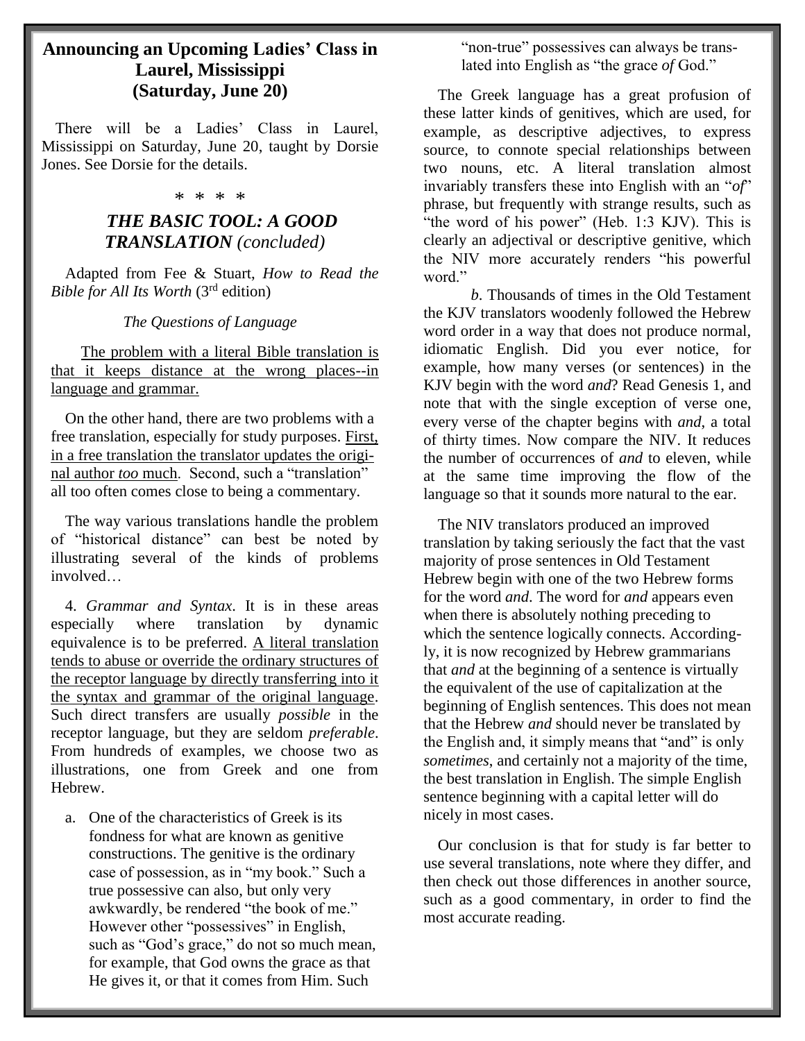## Announcing an Upcoming Ladies' Class in Laurel, Mississippi (Saturday, June 20)

There will be a Ladies' Class in Laurel, Mississippi on Saturday, June 20, taught by Dorsie Jones. See Dorsie for the details.

\* \* \* \*

## *THE BASIC TOOL: A GOOD TRANSLATION (concluded)*

Adapted from Fee & Stuart, *How to Read the Bible for All Its Worth* (3rd edition)

*The Questions of Language*

The problem with a literal Bible translation is that it keeps distance at the wrong places--in language and grammar.

On the other hand, there are two problems with a free translation, especially for study purposes. First, in a free translation the translator updates the original author *too* much. Second, such a "translation" all too often comes close to being a commentary.

The way various translations handle the problem of "historical distance" can best be noted by illustrating several of the kinds of problems involved…

4. *Grammar and Syntax*. It is in these areas especially where translation by dynamic equivalence is to be preferred. A literal translation tends to abuse or override the ordinary structures of the receptor language by directly transferring into it the syntax and grammar of the original language. Such direct transfers are usually *possible* in the receptor language, but they are seldom *preferable*. From hundreds of examples, we choose two as illustrations, one from Greek and one from Hebrew.

a. One of the characteristics of Greek is its fondness for what are known as genitive constructions. The genitive is the ordinary case of possession, as in "my book." Such a true possessive can also, but only very awkwardly, be rendered "the book of me." However other "possessives" in English, such as "God's grace," do not so much mean, for example, that God owns the grace as that He gives it, or that it comes from Him. Such "non-true" possessives can always be translated into English as "the grace *of* God."

The Greek language has a great profusion of these latter kinds of genitives, which are used, for example, as descriptive adjectives, to express source, to connote special relationships between two nouns, etc. A literal translation almost invariably transfers these into English with an "*of*" phrase, but frequently with strange results, such as "the word of his power" (Heb. 1:3 KJV). This is clearly an adjectival or descriptive genitive, which the NIV more accurately renders "his powerful word."

*b*. Thousands of times in the Old Testament the KJV translators woodenly followed the Hebrew word order in a way that does not produce normal, idiomatic English. Did you ever notice, for example, how many verses (or sentences) in the KJV begin with the word *and*? Read Genesis 1, and note that with the single exception of verse one, every verse of the chapter begins with *and*, a total of thirty times. Now compare the NIV. It reduces the number of occurrences of *and* to eleven, while at the same time improving the flow of the language so that it sounds more natural to the ear.

The NIV translators produced an improved translation by taking seriously the fact that the vast majority of prose sentences in Old Testament Hebrew begin with one of the two Hebrew forms for the word *and*. The word for *and* appears even when there is absolutely nothing preceding to which the sentence logically connects. Accordingly, it is now recognized by Hebrew grammarians that *and* at the beginning of a sentence is virtually the equivalent of the use of capitalization at the beginning of English sentences. This does not mean that the Hebrew *and* should never be translated by the English and, it simply means that "and" is only *sometimes*, and certainly not a majority of the time, the best translation in English. The simple English sentence beginning with a capital letter will do nicely in most cases.

Our conclusion is that for study is far better to use several translations, note where they differ, and then check out those differences in another source, such as a good commentary, in order to find the most accurate reading.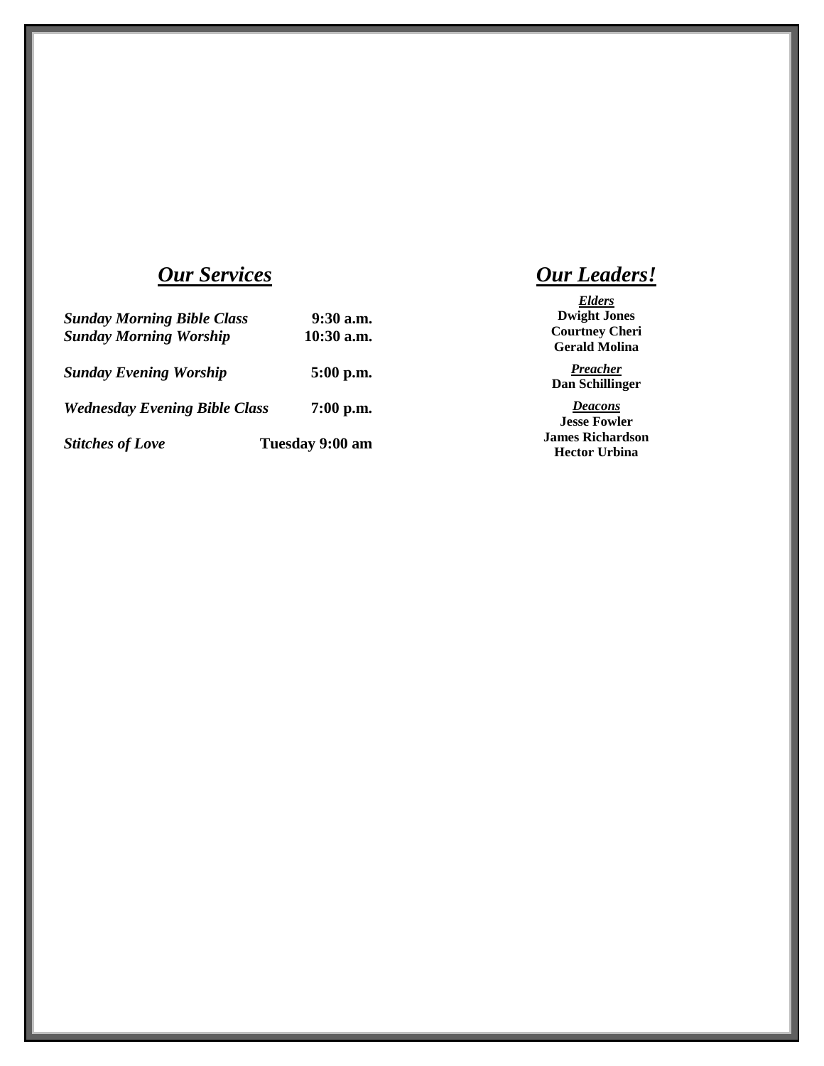## *Our Services*

| | |
|---|---|
| ***Sunday Morning Bible Class*** | **9:30 a.m.** |
| ***Sunday Morning Worship*** | **10:30 a.m.** |
| ***Sunday Evening Worship*** | **5:00 p.m.** |
| ***Wednesday Evening Bible Class*** | **7:00 p.m.** |
| ***Stitches of Love*** | **Tuesday 9:00 am** |

## *Our Leaders!*

***Elders***

**Dwight Jones**
**Courtney Cheri**
**Gerald Molina**

***Preacher***

**Dan Schillinger**

***Deacons***

**Jesse Fowler**
**James Richardson**
**Hector Urbina**